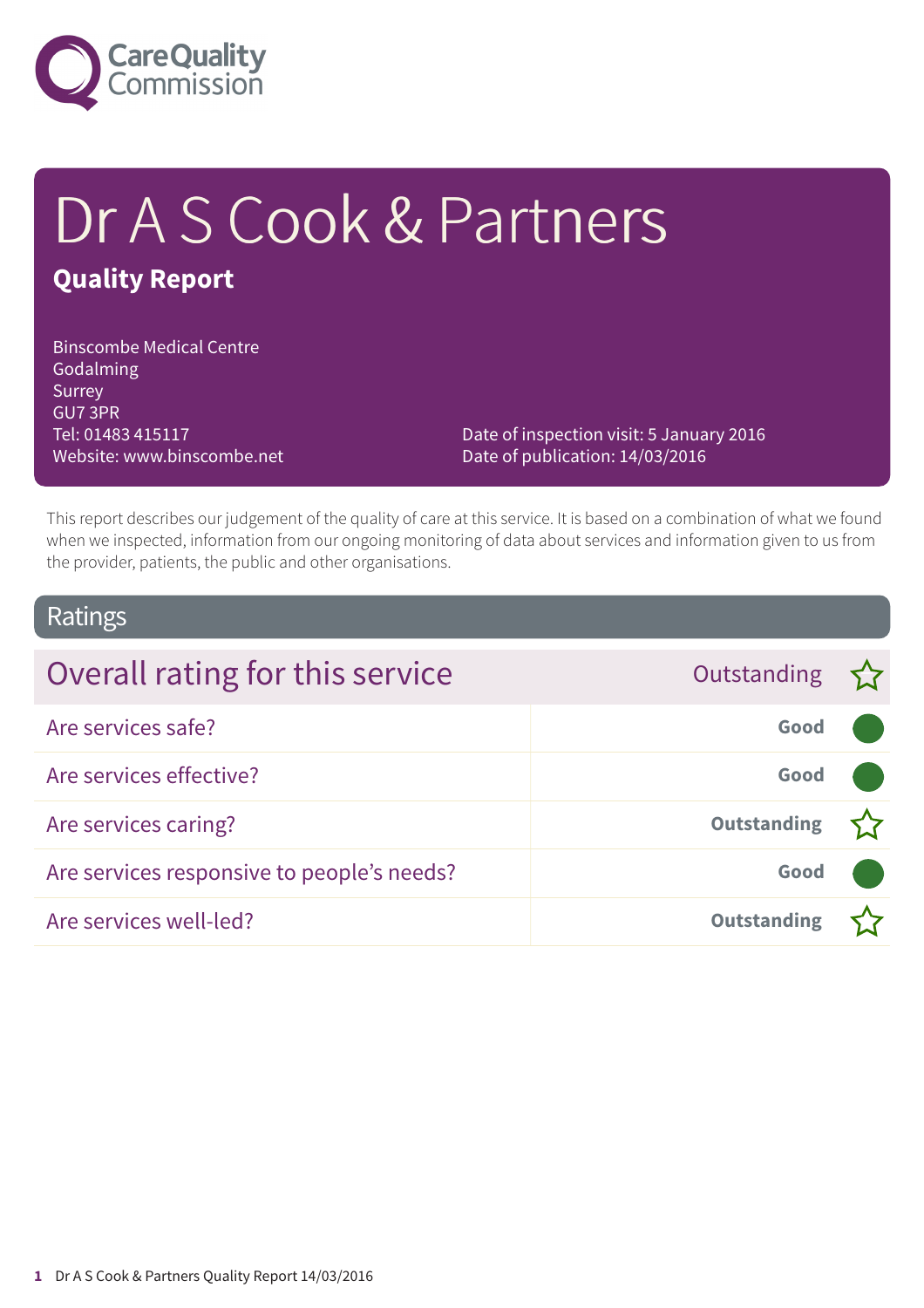# Dr A S Cook & Partners

## Quality Report

Binscombe Medical Centre
Godalming
Surrey
GU7 3PR
Tel: 01483 415117
Website: www.binscombe.net

Date of inspection visit: 5 January 2016
Date of publication: 14/03/2016

This report describes our judgement of the quality of care at this service. It is based on a combination of what we found when we inspected, information from our ongoing monitoring of data about services and information given to us from the provider, patients, the public and other organisations.

## Ratings

| Overall rating for this service | Outstanding ☆ |
|---|---|
| Are services safe? | Good |
| Are services effective? | Good |
| Are services caring? | Outstanding ☆ |
| Are services responsive to people's needs? | Good |
| Are services well-led? | Outstanding ☆ |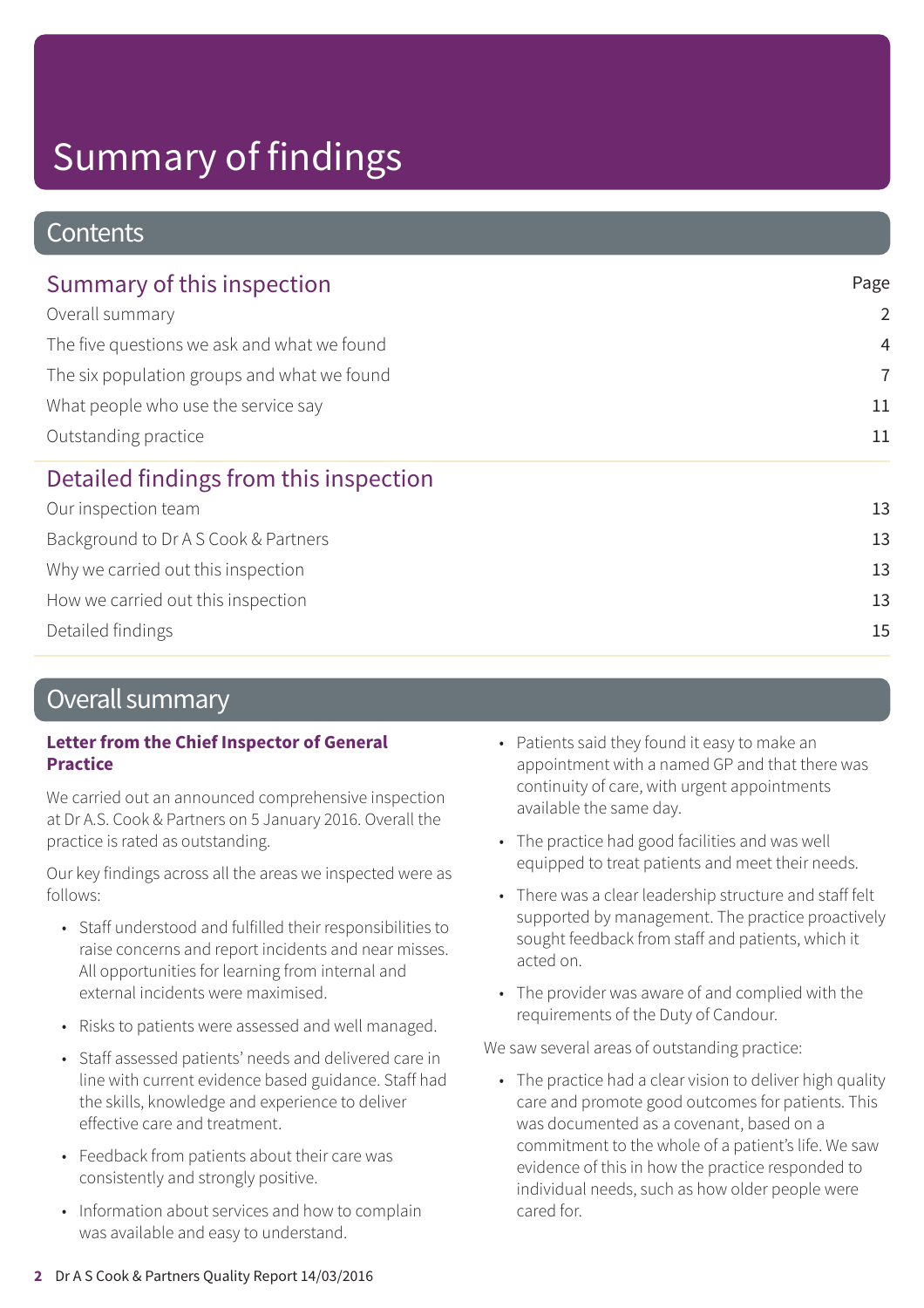# Summary of findings

## Contents

| Summary of this inspection | Page |
|---|---|
| Overall summary | 2 |
| The five questions we ask and what we found | 4 |
| The six population groups and what we found | 7 |
| What people who use the service say | 11 |
| Outstanding practice | 11 |
| **Detailed findings from this inspection** | |
| Our inspection team | 13 |
| Background to Dr A S Cook & Partners | 13 |
| Why we carried out this inspection | 13 |
| How we carried out this inspection | 13 |
| Detailed findings | 15 |

## Overall summary

### Letter from the Chief Inspector of General Practice

We carried out an announced comprehensive inspection at Dr A.S. Cook & Partners on 5 January 2016. Overall the practice is rated as outstanding.

Our key findings across all the areas we inspected were as follows:

- Staff understood and fulfilled their responsibilities to raise concerns and report incidents and near misses. All opportunities for learning from internal and external incidents were maximised.
- Risks to patients were assessed and well managed.
- Staff assessed patients' needs and delivered care in line with current evidence based guidance. Staff had the skills, knowledge and experience to deliver effective care and treatment.
- Feedback from patients about their care was consistently and strongly positive.
- Information about services and how to complain was available and easy to understand.
- Patients said they found it easy to make an appointment with a named GP and that there was continuity of care, with urgent appointments available the same day.
- The practice had good facilities and was well equipped to treat patients and meet their needs.
- There was a clear leadership structure and staff felt supported by management. The practice proactively sought feedback from staff and patients, which it acted on.
- The provider was aware of and complied with the requirements of the Duty of Candour.

We saw several areas of outstanding practice:

- The practice had a clear vision to deliver high quality care and promote good outcomes for patients. This was documented as a covenant, based on a commitment to the whole of a patient's life. We saw evidence of this in how the practice responded to individual needs, such as how older people were cared for.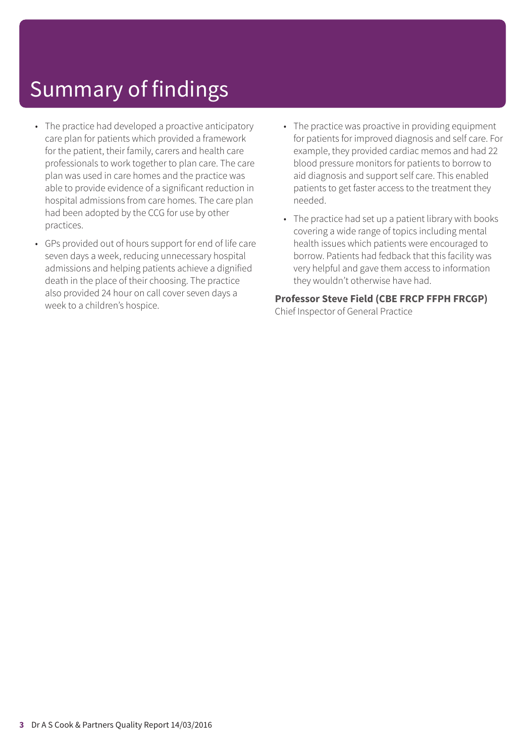# Summary of findings

- The practice had developed a proactive anticipatory care plan for patients which provided a framework for the patient, their family, carers and health care professionals to work together to plan care. The care plan was used in care homes and the practice was able to provide evidence of a significant reduction in hospital admissions from care homes. The care plan had been adopted by the CCG for use by other practices.
- GPs provided out of hours support for end of life care seven days a week, reducing unnecessary hospital admissions and helping patients achieve a dignified death in the place of their choosing. The practice also provided 24 hour on call cover seven days a week to a children's hospice.
- The practice was proactive in providing equipment for patients for improved diagnosis and self care. For example, they provided cardiac memos and had 22 blood pressure monitors for patients to borrow to aid diagnosis and support self care. This enabled patients to get faster access to the treatment they needed.
- The practice had set up a patient library with books covering a wide range of topics including mental health issues which patients were encouraged to borrow. Patients had fedback that this facility was very helpful and gave them access to information they wouldn't otherwise have had.

**Professor Steve Field (CBE FRCP FFPH FRCGP)**
Chief Inspector of General Practice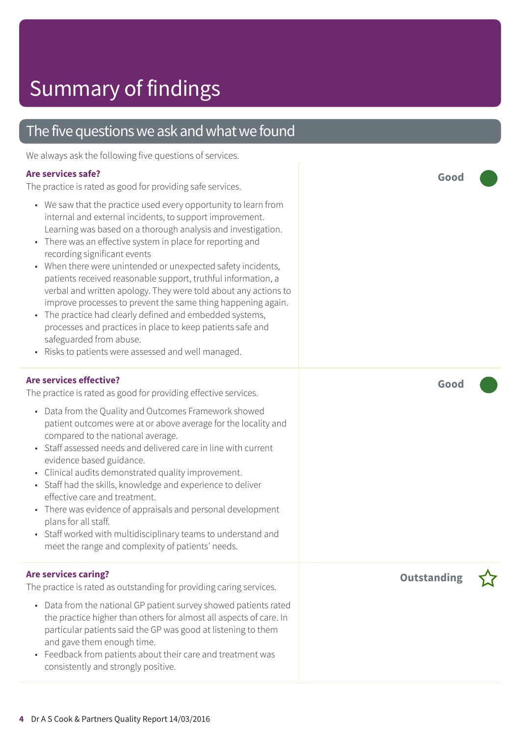# Summary of findings

## The five questions we ask and what we found

We always ask the following five questions of services.

### Are services safe?

**Good**

The practice is rated as good for providing safe services.

- We saw that the practice used every opportunity to learn from internal and external incidents, to support improvement. Learning was based on a thorough analysis and investigation.
- There was an effective system in place for reporting and recording significant events
- When there were unintended or unexpected safety incidents, patients received reasonable support, truthful information, a verbal and written apology. They were told about any actions to improve processes to prevent the same thing happening again.
- The practice had clearly defined and embedded systems, processes and practices in place to keep patients safe and safeguarded from abuse.
- Risks to patients were assessed and well managed.

### Are services effective?

**Good**

The practice is rated as good for providing effective services.

- Data from the Quality and Outcomes Framework showed patient outcomes were at or above average for the locality and compared to the national average.
- Staff assessed needs and delivered care in line with current evidence based guidance.
- Clinical audits demonstrated quality improvement.
- Staff had the skills, knowledge and experience to deliver effective care and treatment.
- There was evidence of appraisals and personal development plans for all staff.
- Staff worked with multidisciplinary teams to understand and meet the range and complexity of patients' needs.

### Are services caring?

**Outstanding**

The practice is rated as outstanding for providing caring services.

- Data from the national GP patient survey showed patients rated the practice higher than others for almost all aspects of care. In particular patients said the GP was good at listening to them and gave them enough time.
- Feedback from patients about their care and treatment was consistently and strongly positive.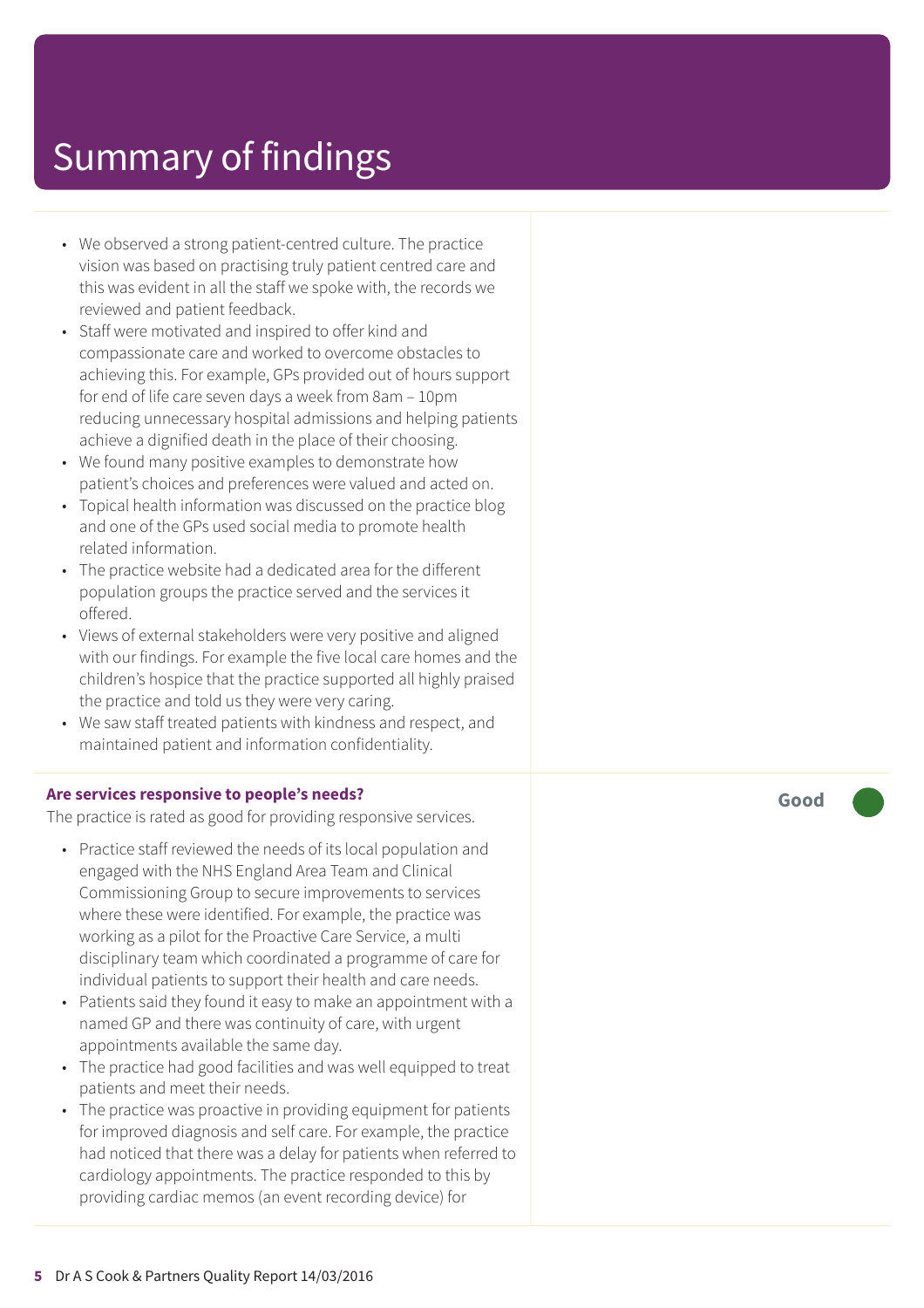# Summary of findings

- We observed a strong patient-centred culture. The practice vision was based on practising truly patient centred care and this was evident in all the staff we spoke with, the records we reviewed and patient feedback.
- Staff were motivated and inspired to offer kind and compassionate care and worked to overcome obstacles to achieving this. For example, GPs provided out of hours support for end of life care seven days a week from 8am – 10pm reducing unnecessary hospital admissions and helping patients achieve a dignified death in the place of their choosing.
- We found many positive examples to demonstrate how patient's choices and preferences were valued and acted on.
- Topical health information was discussed on the practice blog and one of the GPs used social media to promote health related information.
- The practice website had a dedicated area for the different population groups the practice served and the services it offered.
- Views of external stakeholders were very positive and aligned with our findings. For example the five local care homes and the children's hospice that the practice supported all highly praised the practice and told us they were very caring.
- We saw staff treated patients with kindness and respect, and maintained patient and information confidentiality.

**Are services responsive to people's needs?**

**Good**

The practice is rated as good for providing responsive services.

- Practice staff reviewed the needs of its local population and engaged with the NHS England Area Team and Clinical Commissioning Group to secure improvements to services where these were identified. For example, the practice was working as a pilot for the Proactive Care Service, a multi disciplinary team which coordinated a programme of care for individual patients to support their health and care needs.
- Patients said they found it easy to make an appointment with a named GP and there was continuity of care, with urgent appointments available the same day.
- The practice had good facilities and was well equipped to treat patients and meet their needs.
- The practice was proactive in providing equipment for patients for improved diagnosis and self care. For example, the practice had noticed that there was a delay for patients when referred to cardiology appointments. The practice responded to this by providing cardiac memos (an event recording device) for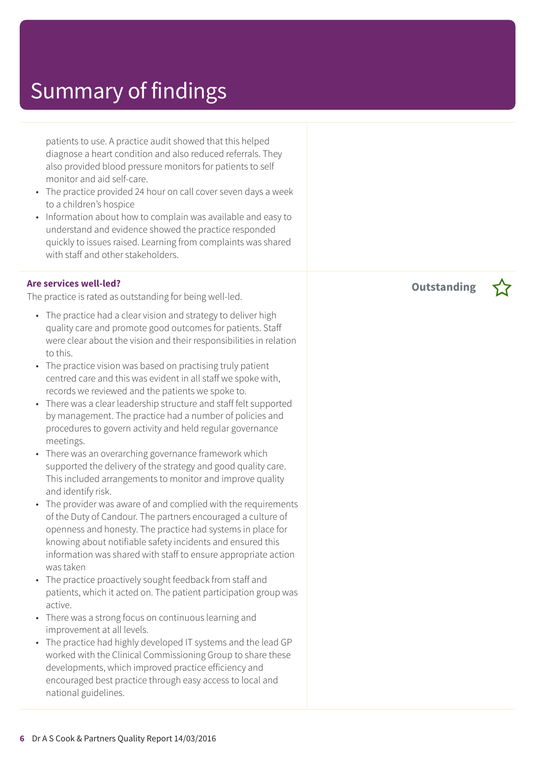# Summary of findings

patients to use. A practice audit showed that this helped diagnose a heart condition and also reduced referrals. They also provided blood pressure monitors for patients to self monitor and aid self-care.

- The practice provided 24 hour on call cover seven days a week to a children's hospice
- Information about how to complain was available and easy to understand and evidence showed the practice responded quickly to issues raised. Learning from complaints was shared with staff and other stakeholders.

**Are services well-led?** **Outstanding** ☆

The practice is rated as outstanding for being well-led.

- The practice had a clear vision and strategy to deliver high quality care and promote good outcomes for patients. Staff were clear about the vision and their responsibilities in relation to this.
- The practice vision was based on practising truly patient centred care and this was evident in all staff we spoke with, records we reviewed and the patients we spoke to.
- There was a clear leadership structure and staff felt supported by management. The practice had a number of policies and procedures to govern activity and held regular governance meetings.
- There was an overarching governance framework which supported the delivery of the strategy and good quality care. This included arrangements to monitor and improve quality and identify risk.
- The provider was aware of and complied with the requirements of the Duty of Candour. The partners encouraged a culture of openness and honesty. The practice had systems in place for knowing about notifiable safety incidents and ensured this information was shared with staff to ensure appropriate action was taken
- The practice proactively sought feedback from staff and patients, which it acted on. The patient participation group was active.
- There was a strong focus on continuous learning and improvement at all levels.
- The practice had highly developed IT systems and the lead GP worked with the Clinical Commissioning Group to share these developments, which improved practice efficiency and encouraged best practice through easy access to local and national guidelines.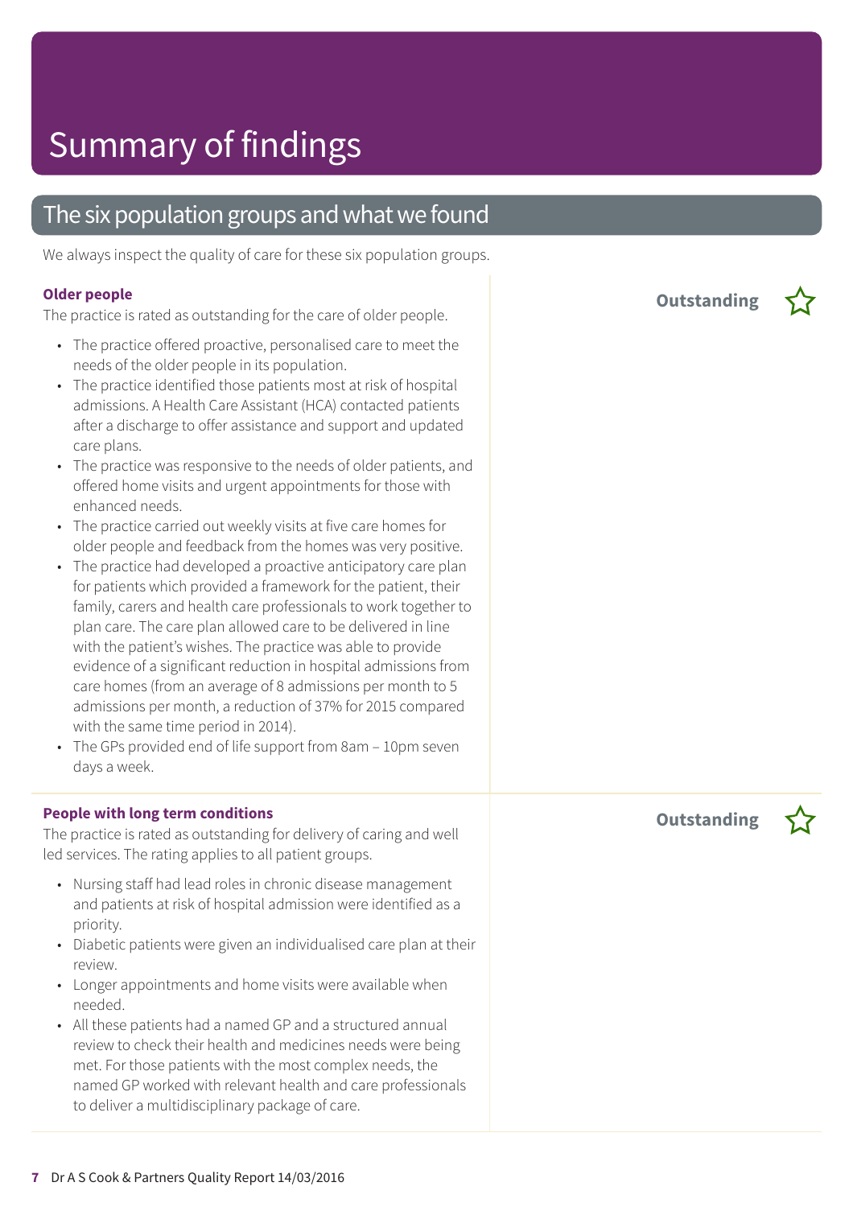# Summary of findings

## The six population groups and what we found

We always inspect the quality of care for these six population groups.

### Older people

**Outstanding**

The practice is rated as outstanding for the care of older people.

- The practice offered proactive, personalised care to meet the needs of the older people in its population.
- The practice identified those patients most at risk of hospital admissions. A Health Care Assistant (HCA) contacted patients after a discharge to offer assistance and support and updated care plans.
- The practice was responsive to the needs of older patients, and offered home visits and urgent appointments for those with enhanced needs.
- The practice carried out weekly visits at five care homes for older people and feedback from the homes was very positive.
- The practice had developed a proactive anticipatory care plan for patients which provided a framework for the patient, their family, carers and health care professionals to work together to plan care. The care plan allowed care to be delivered in line with the patient's wishes. The practice was able to provide evidence of a significant reduction in hospital admissions from care homes (from an average of 8 admissions per month to 5 admissions per month, a reduction of 37% for 2015 compared with the same time period in 2014).
- The GPs provided end of life support from 8am – 10pm seven days a week.

### People with long term conditions

**Outstanding**

The practice is rated as outstanding for delivery of caring and well led services. The rating applies to all patient groups.

- Nursing staff had lead roles in chronic disease management and patients at risk of hospital admission were identified as a priority.
- Diabetic patients were given an individualised care plan at their review.
- Longer appointments and home visits were available when needed.
- All these patients had a named GP and a structured annual review to check their health and medicines needs were being met. For those patients with the most complex needs, the named GP worked with relevant health and care professionals to deliver a multidisciplinary package of care.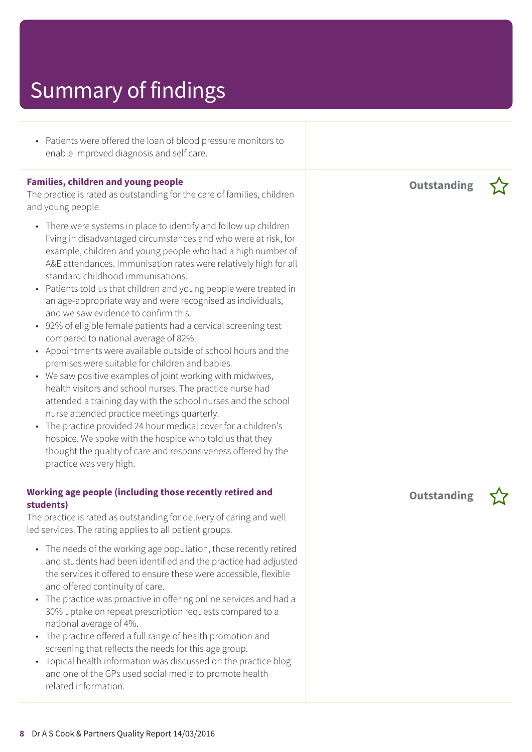# Summary of findings

- Patients were offered the loan of blood pressure monitors to enable improved diagnosis and self care.

**Families, children and young people**

The practice is rated as outstanding for the care of families, children and young people.

- There were systems in place to identify and follow up children living in disadvantaged circumstances and who were at risk, for example, children and young people who had a high number of A&E attendances. Immunisation rates were relatively high for all standard childhood immunisations.
- Patients told us that children and young people were treated in an age-appropriate way and were recognised as individuals, and we saw evidence to confirm this.
- 92% of eligible female patients had a cervical screening test compared to national average of 82%.
- Appointments were available outside of school hours and the premises were suitable for children and babies.
- We saw positive examples of joint working with midwives, health visitors and school nurses. The practice nurse had attended a training day with the school nurses and the school nurse attended practice meetings quarterly.
- The practice provided 24 hour medical cover for a children's hospice. We spoke with the hospice who told us that they thought the quality of care and responsiveness offered by the practice was very high.

**Outstanding**

**Working age people (including those recently retired and students)**

The practice is rated as outstanding for delivery of caring and well led services. The rating applies to all patient groups.

- The needs of the working age population, those recently retired and students had been identified and the practice had adjusted the services it offered to ensure these were accessible, flexible and offered continuity of care.
- The practice was proactive in offering online services and had a 30% uptake on repeat prescription requests compared to a national average of 4%.
- The practice offered a full range of health promotion and screening that reflects the needs for this age group.
- Topical health information was discussed on the practice blog and one of the GPs used social media to promote health related information.

**Outstanding**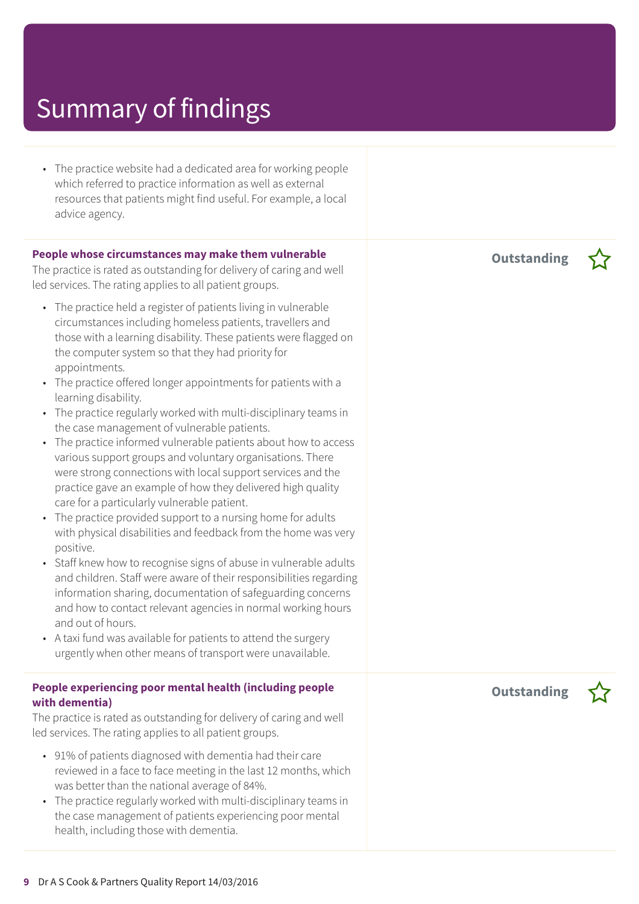# Summary of findings

- The practice website had a dedicated area for working people which referred to practice information as well as external resources that patients might find useful. For example, a local advice agency.

### People whose circumstances may make them vulnerable

**Outstanding**

The practice is rated as outstanding for delivery of caring and well led services. The rating applies to all patient groups.

- The practice held a register of patients living in vulnerable circumstances including homeless patients, travellers and those with a learning disability. These patients were flagged on the computer system so that they had priority for appointments.
- The practice offered longer appointments for patients with a learning disability.
- The practice regularly worked with multi-disciplinary teams in the case management of vulnerable patients.
- The practice informed vulnerable patients about how to access various support groups and voluntary organisations. There were strong connections with local support services and the practice gave an example of how they delivered high quality care for a particularly vulnerable patient.
- The practice provided support to a nursing home for adults with physical disabilities and feedback from the home was very positive.
- Staff knew how to recognise signs of abuse in vulnerable adults and children. Staff were aware of their responsibilities regarding information sharing, documentation of safeguarding concerns and how to contact relevant agencies in normal working hours and out of hours.
- A taxi fund was available for patients to attend the surgery urgently when other means of transport were unavailable.

### People experiencing poor mental health (including people with dementia)

**Outstanding**

The practice is rated as outstanding for delivery of caring and well led services. The rating applies to all patient groups.

- 91% of patients diagnosed with dementia had their care reviewed in a face to face meeting in the last 12 months, which was better than the national average of 84%.
- The practice regularly worked with multi-disciplinary teams in the case management of patients experiencing poor mental health, including those with dementia.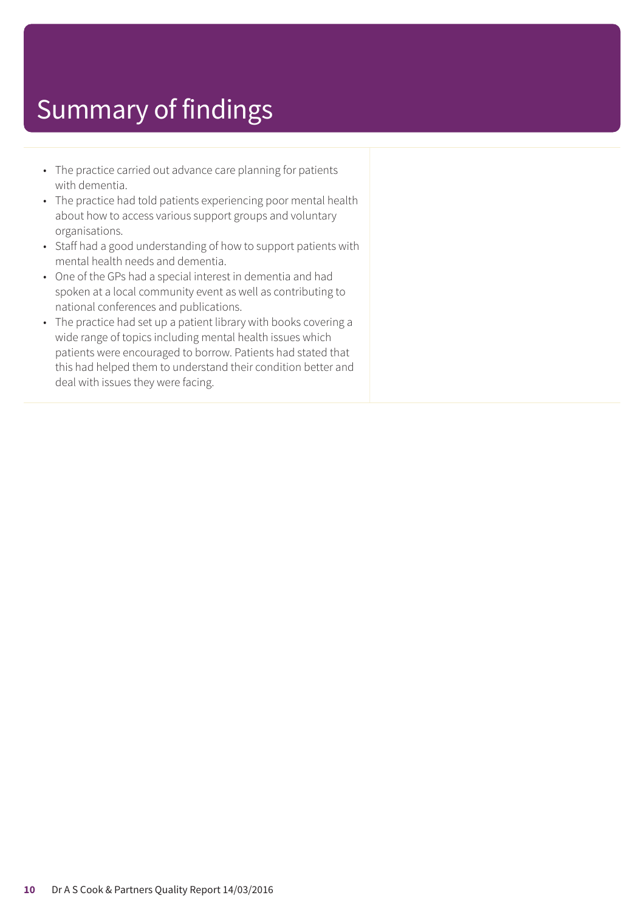# Summary of findings

- The practice carried out advance care planning for patients with dementia.
- The practice had told patients experiencing poor mental health about how to access various support groups and voluntary organisations.
- Staff had a good understanding of how to support patients with mental health needs and dementia.
- One of the GPs had a special interest in dementia and had spoken at a local community event as well as contributing to national conferences and publications.
- The practice had set up a patient library with books covering a wide range of topics including mental health issues which patients were encouraged to borrow. Patients had stated that this had helped them to understand their condition better and deal with issues they were facing.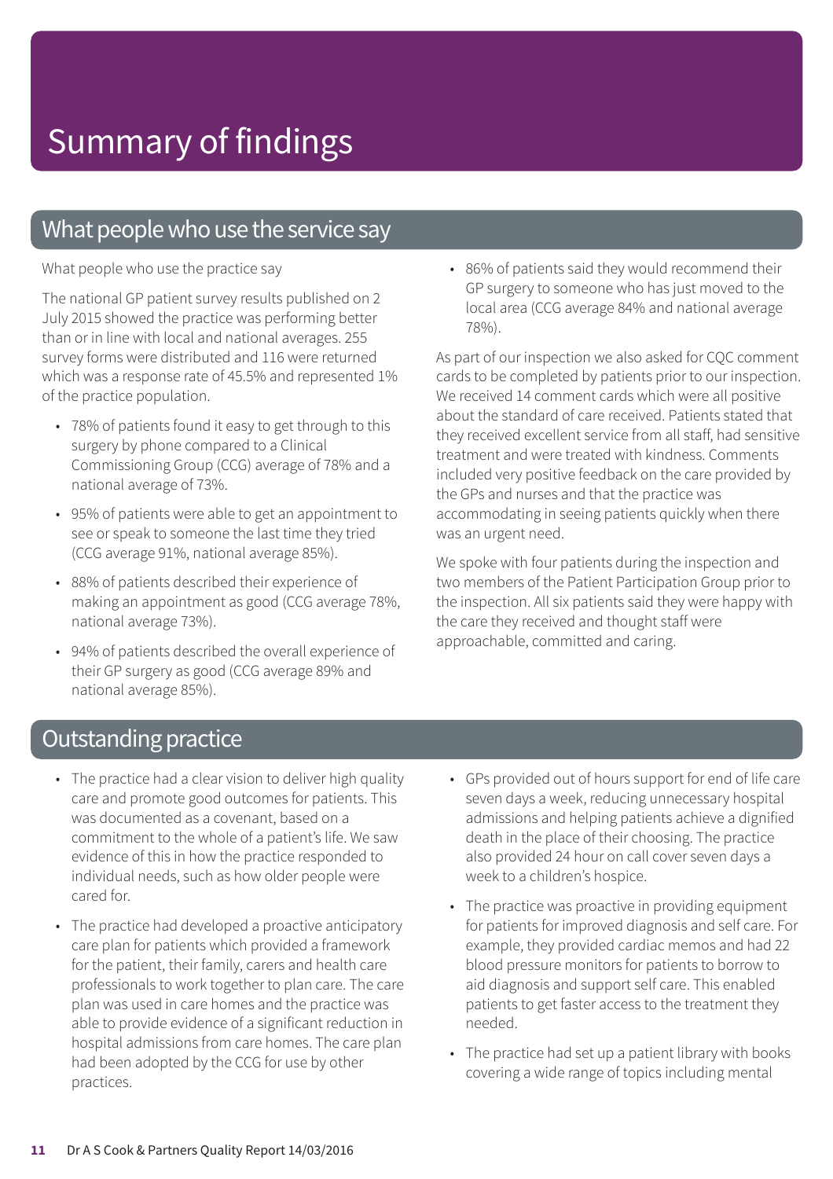# Summary of findings

## What people who use the service say

What people who use the practice say

The national GP patient survey results published on 2 July 2015 showed the practice was performing better than or in line with local and national averages. 255 survey forms were distributed and 116 were returned which was a response rate of 45.5% and represented 1% of the practice population.

- 78% of patients found it easy to get through to this surgery by phone compared to a Clinical Commissioning Group (CCG) average of 78% and a national average of 73%.
- 95% of patients were able to get an appointment to see or speak to someone the last time they tried (CCG average 91%, national average 85%).
- 88% of patients described their experience of making an appointment as good (CCG average 78%, national average 73%).
- 94% of patients described the overall experience of their GP surgery as good (CCG average 89% and national average 85%).
- 86% of patients said they would recommend their GP surgery to someone who has just moved to the local area (CCG average 84% and national average 78%).

As part of our inspection we also asked for CQC comment cards to be completed by patients prior to our inspection. We received 14 comment cards which were all positive about the standard of care received. Patients stated that they received excellent service from all staff, had sensitive treatment and were treated with kindness. Comments included very positive feedback on the care provided by the GPs and nurses and that the practice was accommodating in seeing patients quickly when there was an urgent need.

We spoke with four patients during the inspection and two members of the Patient Participation Group prior to the inspection. All six patients said they were happy with the care they received and thought staff were approachable, committed and caring.

## Outstanding practice

- The practice had a clear vision to deliver high quality care and promote good outcomes for patients. This was documented as a covenant, based on a commitment to the whole of a patient's life. We saw evidence of this in how the practice responded to individual needs, such as how older people were cared for.
- The practice had developed a proactive anticipatory care plan for patients which provided a framework for the patient, their family, carers and health care professionals to work together to plan care. The care plan was used in care homes and the practice was able to provide evidence of a significant reduction in hospital admissions from care homes. The care plan had been adopted by the CCG for use by other practices.
- GPs provided out of hours support for end of life care seven days a week, reducing unnecessary hospital admissions and helping patients achieve a dignified death in the place of their choosing. The practice also provided 24 hour on call cover seven days a week to a children's hospice.
- The practice was proactive in providing equipment for patients for improved diagnosis and self care. For example, they provided cardiac memos and had 22 blood pressure monitors for patients to borrow to aid diagnosis and support self care. This enabled patients to get faster access to the treatment they needed.
- The practice had set up a patient library with books covering a wide range of topics including mental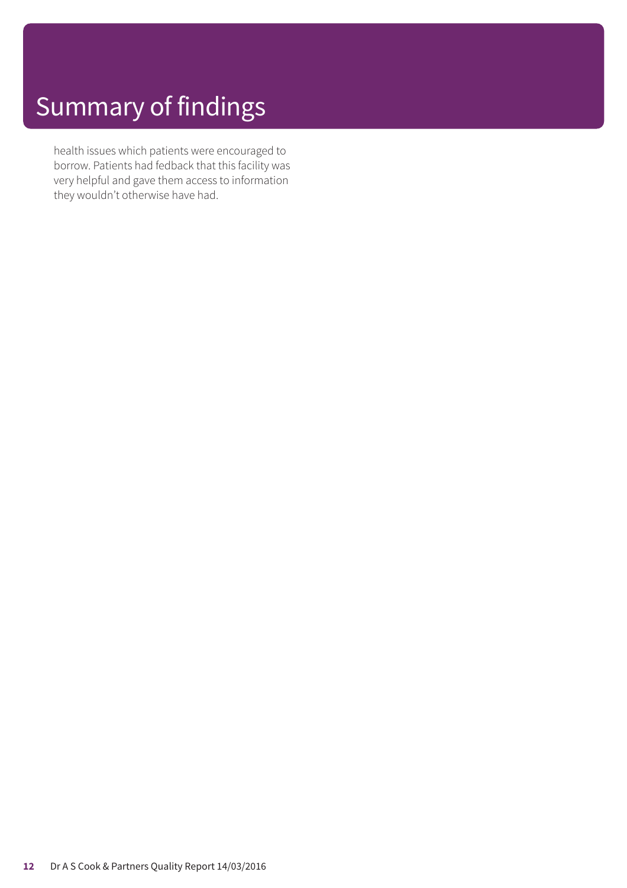# Summary of findings

health issues which patients were encouraged to borrow. Patients had fedback that this facility was very helpful and gave them access to information they wouldn't otherwise have had.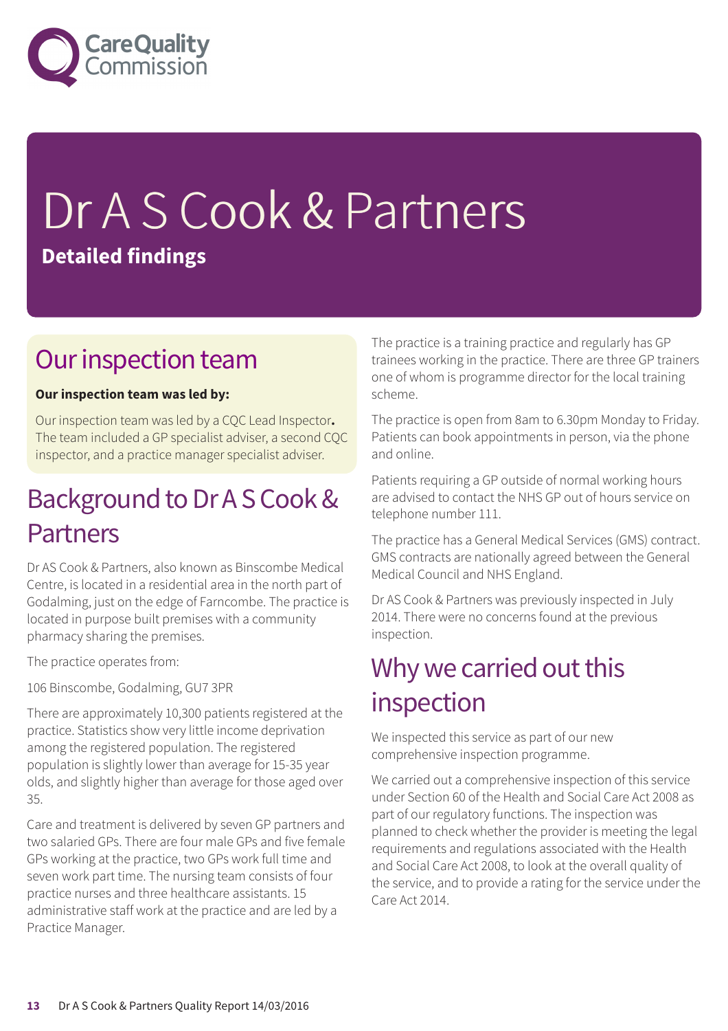# Dr A S Cook & Partners

**Detailed findings**

## Our inspection team

**Our inspection team was led by:**

Our inspection team was led by a CQC Lead Inspector**.** The team included a GP specialist adviser, a second CQC inspector, and a practice manager specialist adviser.

## Background to Dr A S Cook & Partners

Dr AS Cook & Partners, also known as Binscombe Medical Centre, is located in a residential area in the north part of Godalming, just on the edge of Farncombe. The practice is located in purpose built premises with a community pharmacy sharing the premises.

The practice operates from:

106 Binscombe, Godalming, GU7 3PR

There are approximately 10,300 patients registered at the practice. Statistics show very little income deprivation among the registered population. The registered population is slightly lower than average for 15-35 year olds, and slightly higher than average for those aged over 35.

Care and treatment is delivered by seven GP partners and two salaried GPs. There are four male GPs and five female GPs working at the practice, two GPs work full time and seven work part time. The nursing team consists of four practice nurses and three healthcare assistants. 15 administrative staff work at the practice and are led by a Practice Manager.

The practice is a training practice and regularly has GP trainees working in the practice. There are three GP trainers one of whom is programme director for the local training scheme.

The practice is open from 8am to 6.30pm Monday to Friday. Patients can book appointments in person, via the phone and online.

Patients requiring a GP outside of normal working hours are advised to contact the NHS GP out of hours service on telephone number 111.

The practice has a General Medical Services (GMS) contract. GMS contracts are nationally agreed between the General Medical Council and NHS England.

Dr AS Cook & Partners was previously inspected in July 2014. There were no concerns found at the previous inspection.

## Why we carried out this inspection

We inspected this service as part of our new comprehensive inspection programme.

We carried out a comprehensive inspection of this service under Section 60 of the Health and Social Care Act 2008 as part of our regulatory functions. The inspection was planned to check whether the provider is meeting the legal requirements and regulations associated with the Health and Social Care Act 2008, to look at the overall quality of the service, and to provide a rating for the service under the Care Act 2014.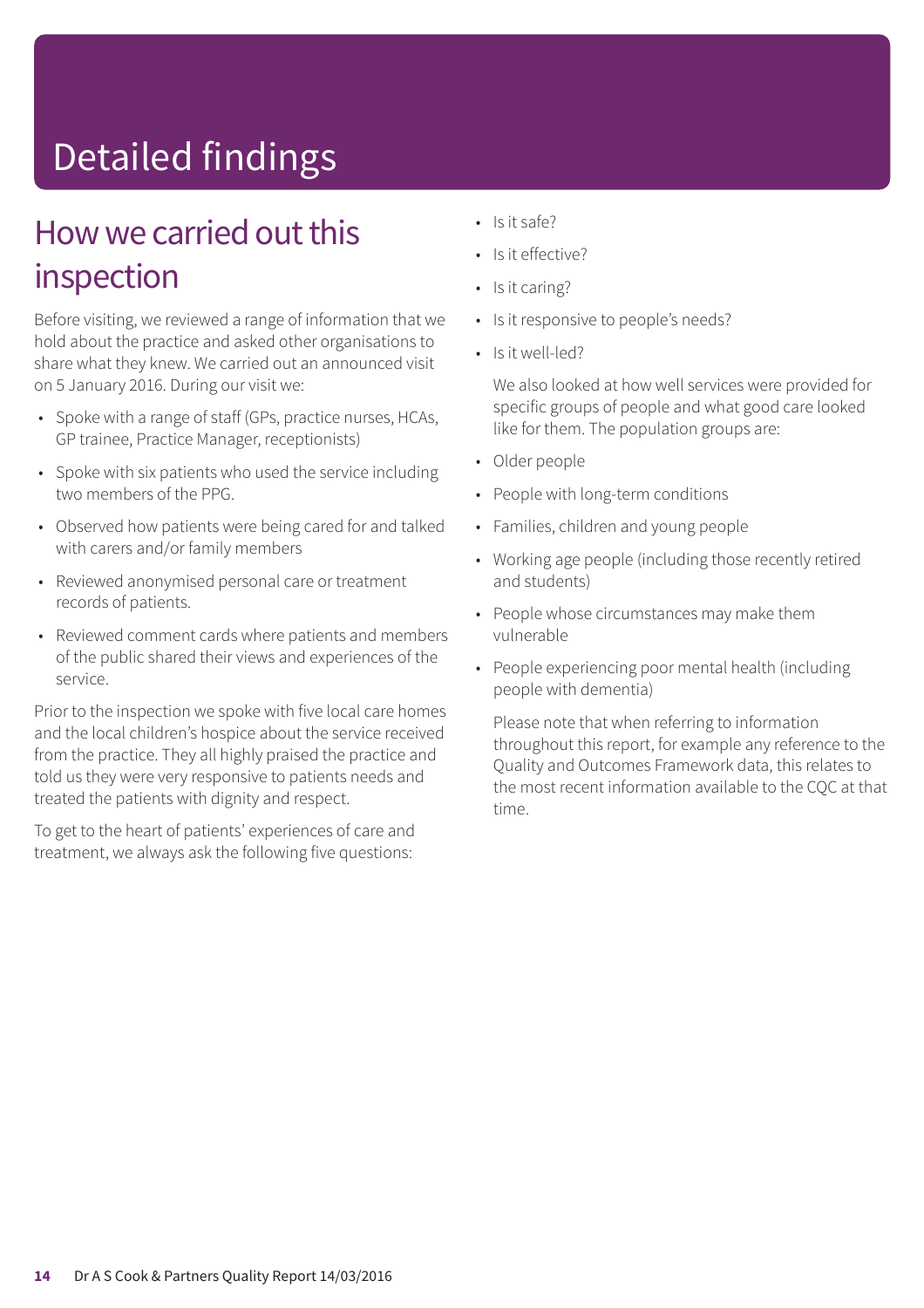# Detailed findings

## How we carried out this inspection

Before visiting, we reviewed a range of information that we hold about the practice and asked other organisations to share what they knew. We carried out an announced visit on 5 January 2016. During our visit we:

- Spoke with a range of staff (GPs, practice nurses, HCAs, GP trainee, Practice Manager, receptionists)
- Spoke with six patients who used the service including two members of the PPG.
- Observed how patients were being cared for and talked with carers and/or family members
- Reviewed anonymised personal care or treatment records of patients.
- Reviewed comment cards where patients and members of the public shared their views and experiences of the service.

Prior to the inspection we spoke with five local care homes and the local children's hospice about the service received from the practice. They all highly praised the practice and told us they were very responsive to patients needs and treated the patients with dignity and respect.

To get to the heart of patients' experiences of care and treatment, we always ask the following five questions:

- Is it safe?
- Is it effective?
- Is it caring?
- Is it responsive to people's needs?
- Is it well-led?

We also looked at how well services were provided for specific groups of people and what good care looked like for them. The population groups are:

- Older people
- People with long-term conditions
- Families, children and young people
- Working age people (including those recently retired and students)
- People whose circumstances may make them vulnerable
- People experiencing poor mental health (including people with dementia)

Please note that when referring to information throughout this report, for example any reference to the Quality and Outcomes Framework data, this relates to the most recent information available to the CQC at that time.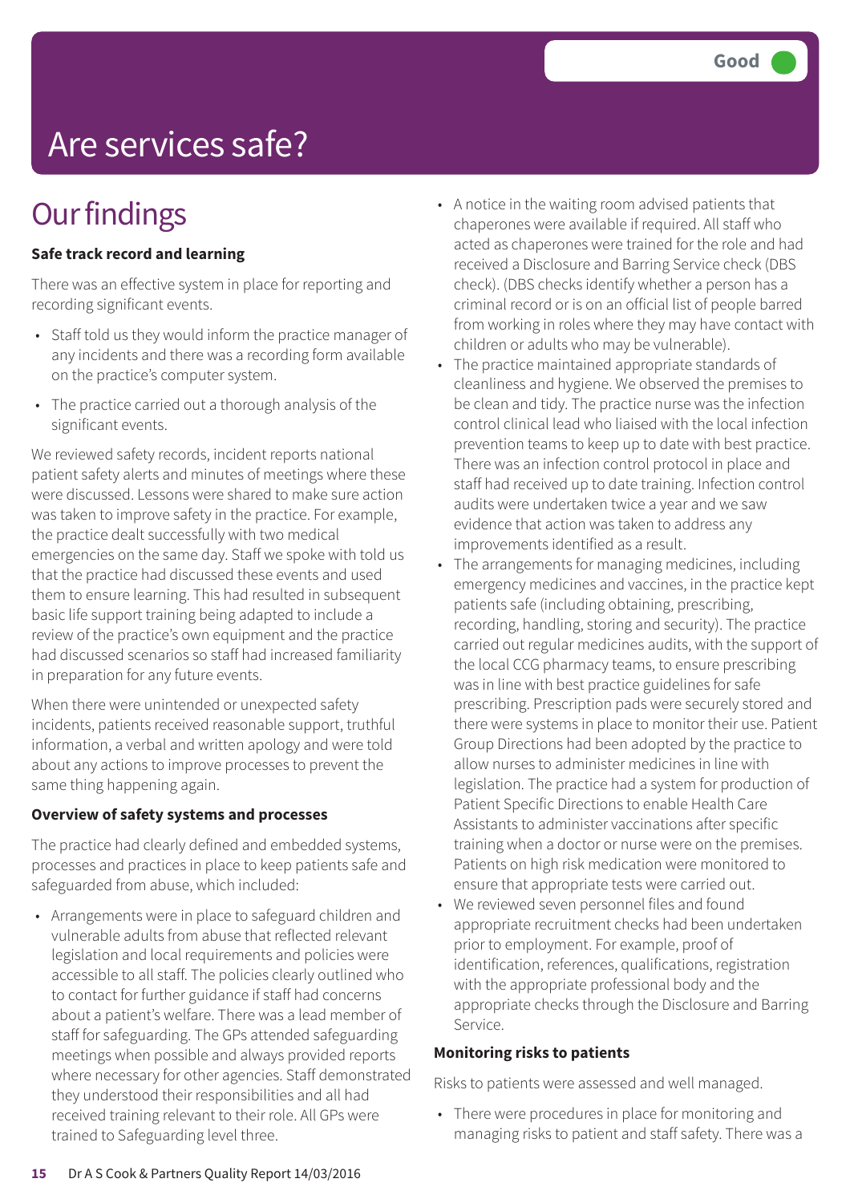Good

# Are services safe?

## Our findings

**Safe track record and learning**

There was an effective system in place for reporting and recording significant events.

- Staff told us they would inform the practice manager of any incidents and there was a recording form available on the practice's computer system.
- The practice carried out a thorough analysis of the significant events.

We reviewed safety records, incident reports national patient safety alerts and minutes of meetings where these were discussed. Lessons were shared to make sure action was taken to improve safety in the practice. For example, the practice dealt successfully with two medical emergencies on the same day. Staff we spoke with told us that the practice had discussed these events and used them to ensure learning. This had resulted in subsequent basic life support training being adapted to include a review of the practice's own equipment and the practice had discussed scenarios so staff had increased familiarity in preparation for any future events.

When there were unintended or unexpected safety incidents, patients received reasonable support, truthful information, a verbal and written apology and were told about any actions to improve processes to prevent the same thing happening again.

**Overview of safety systems and processes**

The practice had clearly defined and embedded systems, processes and practices in place to keep patients safe and safeguarded from abuse, which included:

- Arrangements were in place to safeguard children and vulnerable adults from abuse that reflected relevant legislation and local requirements and policies were accessible to all staff. The policies clearly outlined who to contact for further guidance if staff had concerns about a patient's welfare. There was a lead member of staff for safeguarding. The GPs attended safeguarding meetings when possible and always provided reports where necessary for other agencies. Staff demonstrated they understood their responsibilities and all had received training relevant to their role. All GPs were trained to Safeguarding level three.
- A notice in the waiting room advised patients that chaperones were available if required. All staff who acted as chaperones were trained for the role and had received a Disclosure and Barring Service check (DBS check). (DBS checks identify whether a person has a criminal record or is on an official list of people barred from working in roles where they may have contact with children or adults who may be vulnerable).
- The practice maintained appropriate standards of cleanliness and hygiene. We observed the premises to be clean and tidy. The practice nurse was the infection control clinical lead who liaised with the local infection prevention teams to keep up to date with best practice. There was an infection control protocol in place and staff had received up to date training. Infection control audits were undertaken twice a year and we saw evidence that action was taken to address any improvements identified as a result.
- The arrangements for managing medicines, including emergency medicines and vaccines, in the practice kept patients safe (including obtaining, prescribing, recording, handling, storing and security). The practice carried out regular medicines audits, with the support of the local CCG pharmacy teams, to ensure prescribing was in line with best practice guidelines for safe prescribing. Prescription pads were securely stored and there were systems in place to monitor their use. Patient Group Directions had been adopted by the practice to allow nurses to administer medicines in line with legislation. The practice had a system for production of Patient Specific Directions to enable Health Care Assistants to administer vaccinations after specific training when a doctor or nurse were on the premises. Patients on high risk medication were monitored to ensure that appropriate tests were carried out.
- We reviewed seven personnel files and found appropriate recruitment checks had been undertaken prior to employment. For example, proof of identification, references, qualifications, registration with the appropriate professional body and the appropriate checks through the Disclosure and Barring Service.

**Monitoring risks to patients**

Risks to patients were assessed and well managed.

- There were procedures in place for monitoring and managing risks to patient and staff safety. There was a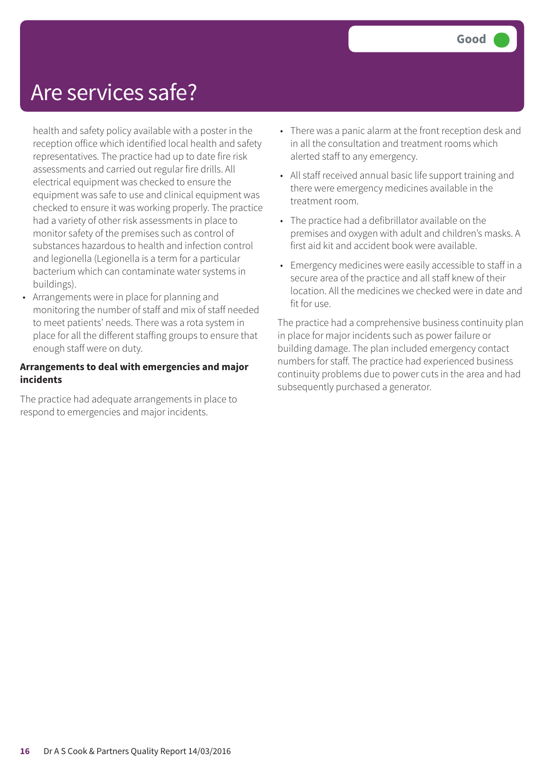# Are services safe?

Good

health and safety policy available with a poster in the reception office which identified local health and safety representatives. The practice had up to date fire risk assessments and carried out regular fire drills. All electrical equipment was checked to ensure the equipment was safe to use and clinical equipment was checked to ensure it was working properly. The practice had a variety of other risk assessments in place to monitor safety of the premises such as control of substances hazardous to health and infection control and legionella (Legionella is a term for a particular bacterium which can contaminate water systems in buildings).

- Arrangements were in place for planning and monitoring the number of staff and mix of staff needed to meet patients' needs. There was a rota system in place for all the different staffing groups to ensure that enough staff were on duty.

**Arrangements to deal with emergencies and major incidents**

The practice had adequate arrangements in place to respond to emergencies and major incidents.

- There was a panic alarm at the front reception desk and in all the consultation and treatment rooms which alerted staff to any emergency.
- All staff received annual basic life support training and there were emergency medicines available in the treatment room.
- The practice had a defibrillator available on the premises and oxygen with adult and children's masks. A first aid kit and accident book were available.
- Emergency medicines were easily accessible to staff in a secure area of the practice and all staff knew of their location. All the medicines we checked were in date and fit for use.

The practice had a comprehensive business continuity plan in place for major incidents such as power failure or building damage. The plan included emergency contact numbers for staff. The practice had experienced business continuity problems due to power cuts in the area and had subsequently purchased a generator.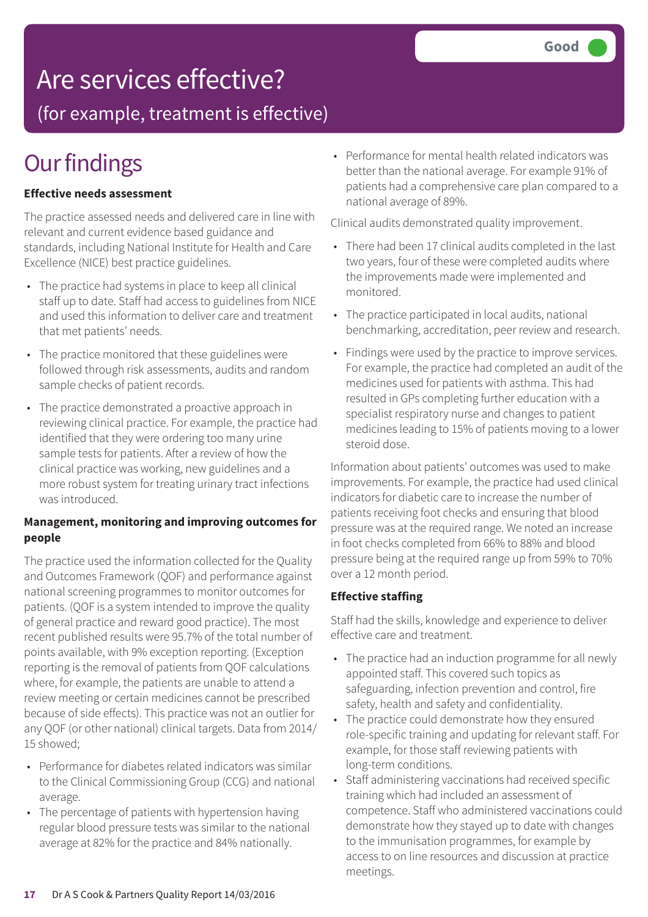# Are services effective?

## (for example, treatment is effective)

**Good**

# Our findings

**Effective needs assessment**

The practice assessed needs and delivered care in line with relevant and current evidence based guidance and standards, including National Institute for Health and Care Excellence (NICE) best practice guidelines.

- The practice had systems in place to keep all clinical staff up to date. Staff had access to guidelines from NICE and used this information to deliver care and treatment that met patients' needs.
- The practice monitored that these guidelines were followed through risk assessments, audits and random sample checks of patient records.
- The practice demonstrated a proactive approach in reviewing clinical practice. For example, the practice had identified that they were ordering too many urine sample tests for patients. After a review of how the clinical practice was working, new guidelines and a more robust system for treating urinary tract infections was introduced.

**Management, monitoring and improving outcomes for people**

The practice used the information collected for the Quality and Outcomes Framework (QOF) and performance against national screening programmes to monitor outcomes for patients. (QOF is a system intended to improve the quality of general practice and reward good practice). The most recent published results were 95.7% of the total number of points available, with 9% exception reporting. (Exception reporting is the removal of patients from QOF calculations where, for example, the patients are unable to attend a review meeting or certain medicines cannot be prescribed because of side effects). This practice was not an outlier for any QOF (or other national) clinical targets. Data from 2014/15 showed;

- Performance for diabetes related indicators was similar to the Clinical Commissioning Group (CCG) and national average.
- The percentage of patients with hypertension having regular blood pressure tests was similar to the national average at 82% for the practice and 84% nationally.
- Performance for mental health related indicators was better than the national average. For example 91% of patients had a comprehensive care plan compared to a national average of 89%.

Clinical audits demonstrated quality improvement.

- There had been 17 clinical audits completed in the last two years, four of these were completed audits where the improvements made were implemented and monitored.
- The practice participated in local audits, national benchmarking, accreditation, peer review and research.
- Findings were used by the practice to improve services. For example, the practice had completed an audit of the medicines used for patients with asthma. This had resulted in GPs completing further education with a specialist respiratory nurse and changes to patient medicines leading to 15% of patients moving to a lower steroid dose.

Information about patients' outcomes was used to make improvements. For example, the practice had used clinical indicators for diabetic care to increase the number of patients receiving foot checks and ensuring that blood pressure was at the required range. We noted an increase in foot checks completed from 66% to 88% and blood pressure being at the required range up from 59% to 70% over a 12 month period.

**Effective staffing**

Staff had the skills, knowledge and experience to deliver effective care and treatment.

- The practice had an induction programme for all newly appointed staff. This covered such topics as safeguarding, infection prevention and control, fire safety, health and safety and confidentiality.
- The practice could demonstrate how they ensured role-specific training and updating for relevant staff. For example, for those staff reviewing patients with long-term conditions.
- Staff administering vaccinations had received specific training which had included an assessment of competence. Staff who administered vaccinations could demonstrate how they stayed up to date with changes to the immunisation programmes, for example by access to on line resources and discussion at practice meetings.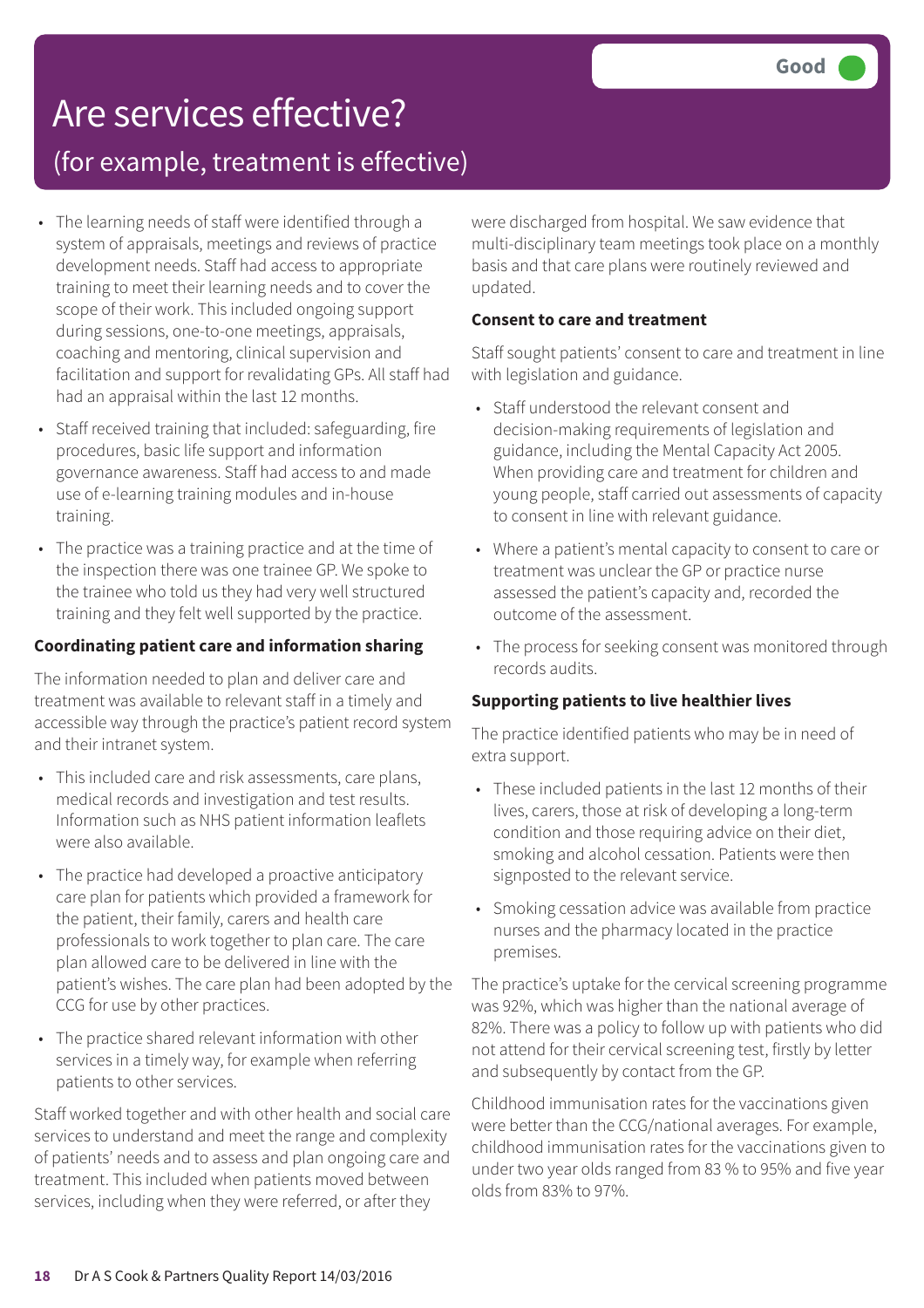# Are services effective?

## (for example, treatment is effective)

**Good**

- The learning needs of staff were identified through a system of appraisals, meetings and reviews of practice development needs. Staff had access to appropriate training to meet their learning needs and to cover the scope of their work. This included ongoing support during sessions, one-to-one meetings, appraisals, coaching and mentoring, clinical supervision and facilitation and support for revalidating GPs. All staff had had an appraisal within the last 12 months.
- Staff received training that included: safeguarding, fire procedures, basic life support and information governance awareness. Staff had access to and made use of e-learning training modules and in-house training.
- The practice was a training practice and at the time of the inspection there was one trainee GP. We spoke to the trainee who told us they had very well structured training and they felt well supported by the practice.

**Coordinating patient care and information sharing**

The information needed to plan and deliver care and treatment was available to relevant staff in a timely and accessible way through the practice's patient record system and their intranet system.

- This included care and risk assessments, care plans, medical records and investigation and test results. Information such as NHS patient information leaflets were also available.
- The practice had developed a proactive anticipatory care plan for patients which provided a framework for the patient, their family, carers and health care professionals to work together to plan care. The care plan allowed care to be delivered in line with the patient's wishes. The care plan had been adopted by the CCG for use by other practices.
- The practice shared relevant information with other services in a timely way, for example when referring patients to other services.

Staff worked together and with other health and social care services to understand and meet the range and complexity of patients' needs and to assess and plan ongoing care and treatment. This included when patients moved between services, including when they were referred, or after they were discharged from hospital. We saw evidence that multi-disciplinary team meetings took place on a monthly basis and that care plans were routinely reviewed and updated.

**Consent to care and treatment**

Staff sought patients' consent to care and treatment in line with legislation and guidance.

- Staff understood the relevant consent and decision-making requirements of legislation and guidance, including the Mental Capacity Act 2005. When providing care and treatment for children and young people, staff carried out assessments of capacity to consent in line with relevant guidance.
- Where a patient's mental capacity to consent to care or treatment was unclear the GP or practice nurse assessed the patient's capacity and, recorded the outcome of the assessment.
- The process for seeking consent was monitored through records audits.

**Supporting patients to live healthier lives**

The practice identified patients who may be in need of extra support.

- These included patients in the last 12 months of their lives, carers, those at risk of developing a long-term condition and those requiring advice on their diet, smoking and alcohol cessation. Patients were then signposted to the relevant service.
- Smoking cessation advice was available from practice nurses and the pharmacy located in the practice premises.

The practice's uptake for the cervical screening programme was 92%, which was higher than the national average of 82%. There was a policy to follow up with patients who did not attend for their cervical screening test, firstly by letter and subsequently by contact from the GP.

Childhood immunisation rates for the vaccinations given were better than the CCG/national averages. For example, childhood immunisation rates for the vaccinations given to under two year olds ranged from 83 % to 95% and five year olds from 83% to 97%.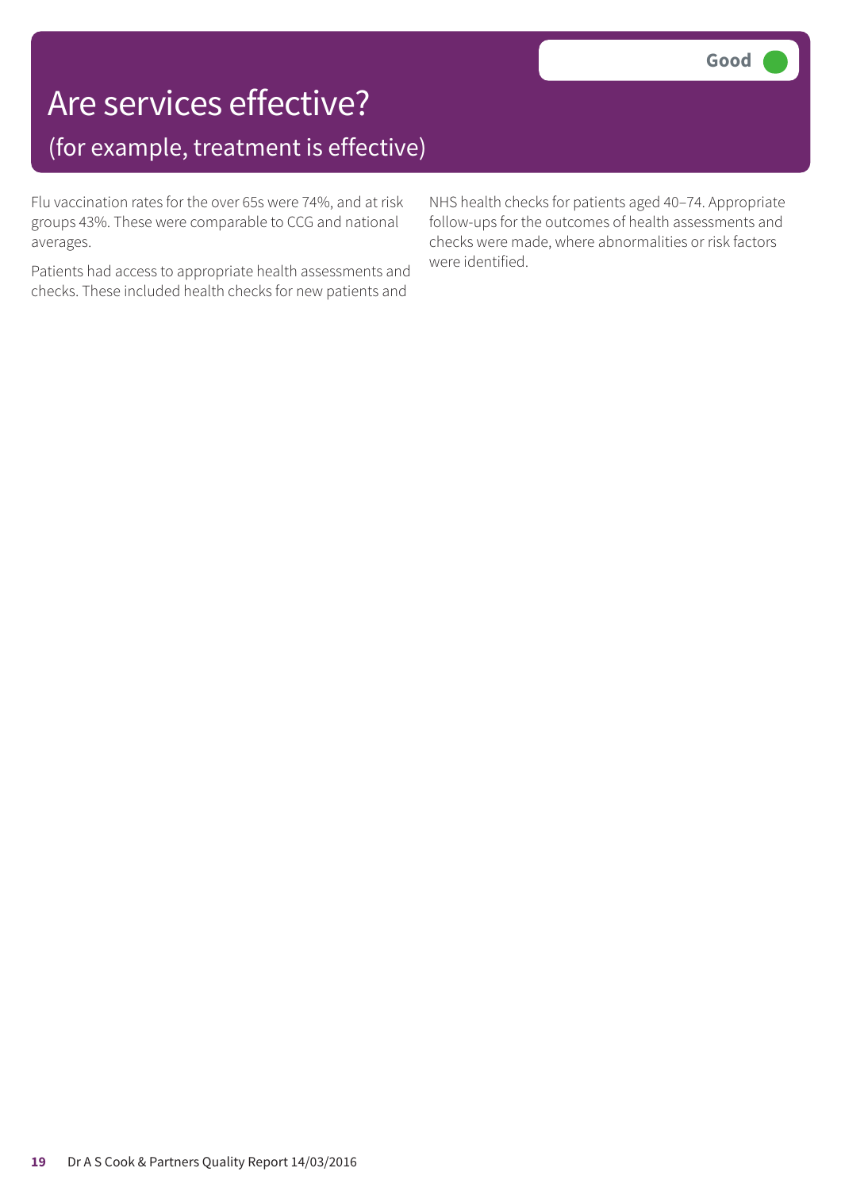# Are services effective?

## (for example, treatment is effective)

**Good**

Flu vaccination rates for the over 65s were 74%, and at risk groups 43%. These were comparable to CCG and national averages.

Patients had access to appropriate health assessments and checks. These included health checks for new patients and NHS health checks for patients aged 40–74. Appropriate follow-ups for the outcomes of health assessments and checks were made, where abnormalities or risk factors were identified.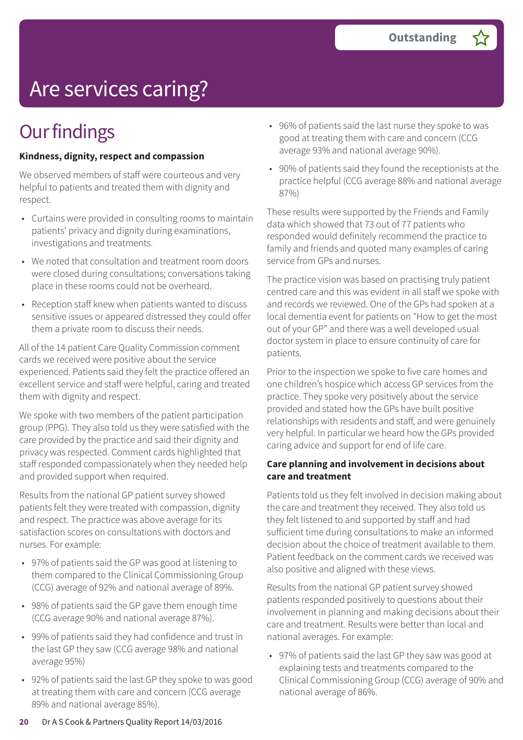Outstanding

# Are services caring?

## Our findings

**Kindness, dignity, respect and compassion**

We observed members of staff were courteous and very helpful to patients and treated them with dignity and respect.

- Curtains were provided in consulting rooms to maintain patients' privacy and dignity during examinations, investigations and treatments.
- We noted that consultation and treatment room doors were closed during consultations; conversations taking place in these rooms could not be overheard.
- Reception staff knew when patients wanted to discuss sensitive issues or appeared distressed they could offer them a private room to discuss their needs.

All of the 14 patient Care Quality Commission comment cards we received were positive about the service experienced. Patients said they felt the practice offered an excellent service and staff were helpful, caring and treated them with dignity and respect.

We spoke with two members of the patient participation group (PPG). They also told us they were satisfied with the care provided by the practice and said their dignity and privacy was respected. Comment cards highlighted that staff responded compassionately when they needed help and provided support when required.

Results from the national GP patient survey showed patients felt they were treated with compassion, dignity and respect. The practice was above average for its satisfaction scores on consultations with doctors and nurses. For example:

- 97% of patients said the GP was good at listening to them compared to the Clinical Commissioning Group (CCG) average of 92% and national average of 89%.
- 98% of patients said the GP gave them enough time (CCG average 90% and national average 87%).
- 99% of patients said they had confidence and trust in the last GP they saw (CCG average 98% and national average 95%)
- 92% of patients said the last GP they spoke to was good at treating them with care and concern (CCG average 89% and national average 85%).
- 96% of patients said the last nurse they spoke to was good at treating them with care and concern (CCG average 93% and national average 90%).
- 90% of patients said they found the receptionists at the practice helpful (CCG average 88% and national average 87%)

These results were supported by the Friends and Family data which showed that 73 out of 77 patients who responded would definitely recommend the practice to family and friends and quoted many examples of caring service from GPs and nurses.

The practice vision was based on practising truly patient centred care and this was evident in all staff we spoke with and records we reviewed. One of the GPs had spoken at a local dementia event for patients on "How to get the most out of your GP" and there was a well developed usual doctor system in place to ensure continuity of care for patients.

Prior to the inspection we spoke to five care homes and one children's hospice which access GP services from the practice. They spoke very positively about the service provided and stated how the GPs have built positive relationships with residents and staff, and were genuinely very helpful. In particular we heard how the GPs provided caring advice and support for end of life care.

**Care planning and involvement in decisions about care and treatment**

Patients told us they felt involved in decision making about the care and treatment they received. They also told us they felt listened to and supported by staff and had sufficient time during consultations to make an informed decision about the choice of treatment available to them. Patient feedback on the comment cards we received was also positive and aligned with these views.

Results from the national GP patient survey showed patients responded positively to questions about their involvement in planning and making decisions about their care and treatment. Results were better than local and national averages. For example:

- 97% of patients said the last GP they saw was good at explaining tests and treatments compared to the Clinical Commissioning Group (CCG) average of 90% and national average of 86%.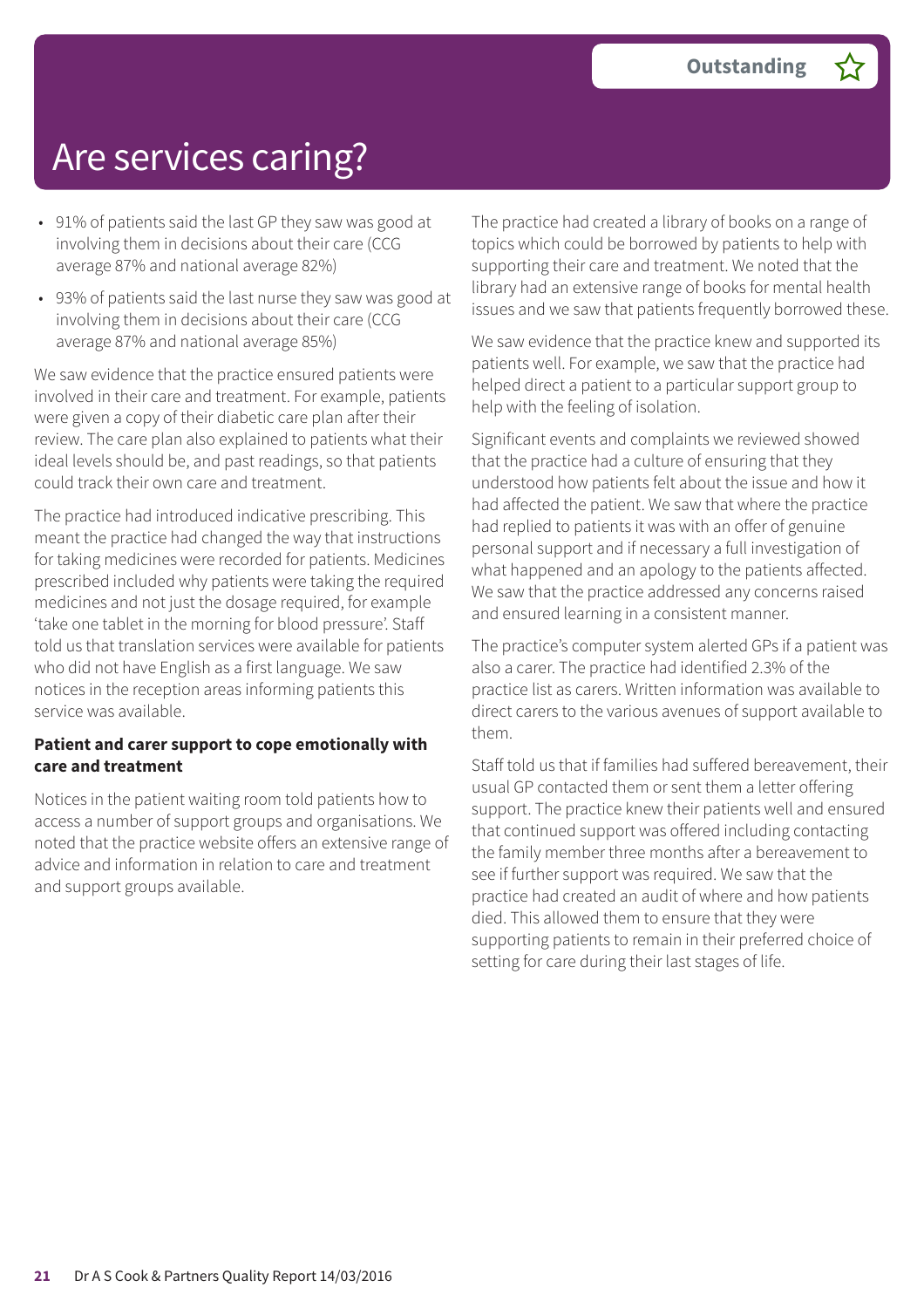# Are services caring?

**Outstanding**

- 91% of patients said the last GP they saw was good at involving them in decisions about their care (CCG average 87% and national average 82%)
- 93% of patients said the last nurse they saw was good at involving them in decisions about their care (CCG average 87% and national average 85%)

We saw evidence that the practice ensured patients were involved in their care and treatment. For example, patients were given a copy of their diabetic care plan after their review. The care plan also explained to patients what their ideal levels should be, and past readings, so that patients could track their own care and treatment.

The practice had introduced indicative prescribing. This meant the practice had changed the way that instructions for taking medicines were recorded for patients. Medicines prescribed included why patients were taking the required medicines and not just the dosage required, for example 'take one tablet in the morning for blood pressure'. Staff told us that translation services were available for patients who did not have English as a first language. We saw notices in the reception areas informing patients this service was available.

**Patient and carer support to cope emotionally with care and treatment**

Notices in the patient waiting room told patients how to access a number of support groups and organisations. We noted that the practice website offers an extensive range of advice and information in relation to care and treatment and support groups available.

The practice had created a library of books on a range of topics which could be borrowed by patients to help with supporting their care and treatment. We noted that the library had an extensive range of books for mental health issues and we saw that patients frequently borrowed these.

We saw evidence that the practice knew and supported its patients well. For example, we saw that the practice had helped direct a patient to a particular support group to help with the feeling of isolation.

Significant events and complaints we reviewed showed that the practice had a culture of ensuring that they understood how patients felt about the issue and how it had affected the patient. We saw that where the practice had replied to patients it was with an offer of genuine personal support and if necessary a full investigation of what happened and an apology to the patients affected. We saw that the practice addressed any concerns raised and ensured learning in a consistent manner.

The practice's computer system alerted GPs if a patient was also a carer. The practice had identified 2.3% of the practice list as carers. Written information was available to direct carers to the various avenues of support available to them.

Staff told us that if families had suffered bereavement, their usual GP contacted them or sent them a letter offering support. The practice knew their patients well and ensured that continued support was offered including contacting the family member three months after a bereavement to see if further support was required. We saw that the practice had created an audit of where and how patients died. This allowed them to ensure that they were supporting patients to remain in their preferred choice of setting for care during their last stages of life.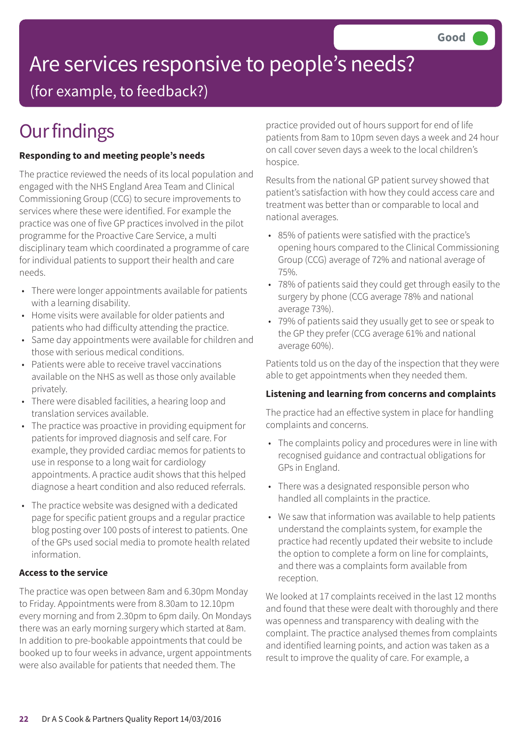Good

# Are services responsive to people's needs?

(for example, to feedback?)

## Our findings

**Responding to and meeting people's needs**

The practice reviewed the needs of its local population and engaged with the NHS England Area Team and Clinical Commissioning Group (CCG) to secure improvements to services where these were identified. For example the practice was one of five GP practices involved in the pilot programme for the Proactive Care Service, a multi disciplinary team which coordinated a programme of care for individual patients to support their health and care needs.

- There were longer appointments available for patients with a learning disability.
- Home visits were available for older patients and patients who had difficulty attending the practice.
- Same day appointments were available for children and those with serious medical conditions.
- Patients were able to receive travel vaccinations available on the NHS as well as those only available privately.
- There were disabled facilities, a hearing loop and translation services available.
- The practice was proactive in providing equipment for patients for improved diagnosis and self care. For example, they provided cardiac memos for patients to use in response to a long wait for cardiology appointments. A practice audit shows that this helped diagnose a heart condition and also reduced referrals.
- The practice website was designed with a dedicated page for specific patient groups and a regular practice blog posting over 100 posts of interest to patients. One of the GPs used social media to promote health related information.

**Access to the service**

The practice was open between 8am and 6.30pm Monday to Friday. Appointments were from 8.30am to 12.10pm every morning and from 2.30pm to 6pm daily. On Mondays there was an early morning surgery which started at 8am. In addition to pre-bookable appointments that could be booked up to four weeks in advance, urgent appointments were also available for patients that needed them. The practice provided out of hours support for end of life patients from 8am to 10pm seven days a week and 24 hour on call cover seven days a week to the local children's hospice.

Results from the national GP patient survey showed that patient's satisfaction with how they could access care and treatment was better than or comparable to local and national averages.

- 85% of patients were satisfied with the practice's opening hours compared to the Clinical Commissioning Group (CCG) average of 72% and national average of 75%.
- 78% of patients said they could get through easily to the surgery by phone (CCG average 78% and national average 73%).
- 79% of patients said they usually get to see or speak to the GP they prefer (CCG average 61% and national average 60%).

Patients told us on the day of the inspection that they were able to get appointments when they needed them.

**Listening and learning from concerns and complaints**

The practice had an effective system in place for handling complaints and concerns.

- The complaints policy and procedures were in line with recognised guidance and contractual obligations for GPs in England.
- There was a designated responsible person who handled all complaints in the practice.
- We saw that information was available to help patients understand the complaints system, for example the practice had recently updated their website to include the option to complete a form on line for complaints, and there was a complaints form available from reception.

We looked at 17 complaints received in the last 12 months and found that these were dealt with thoroughly and there was openness and transparency with dealing with the complaint. The practice analysed themes from complaints and identified learning points, and action was taken as a result to improve the quality of care. For example, a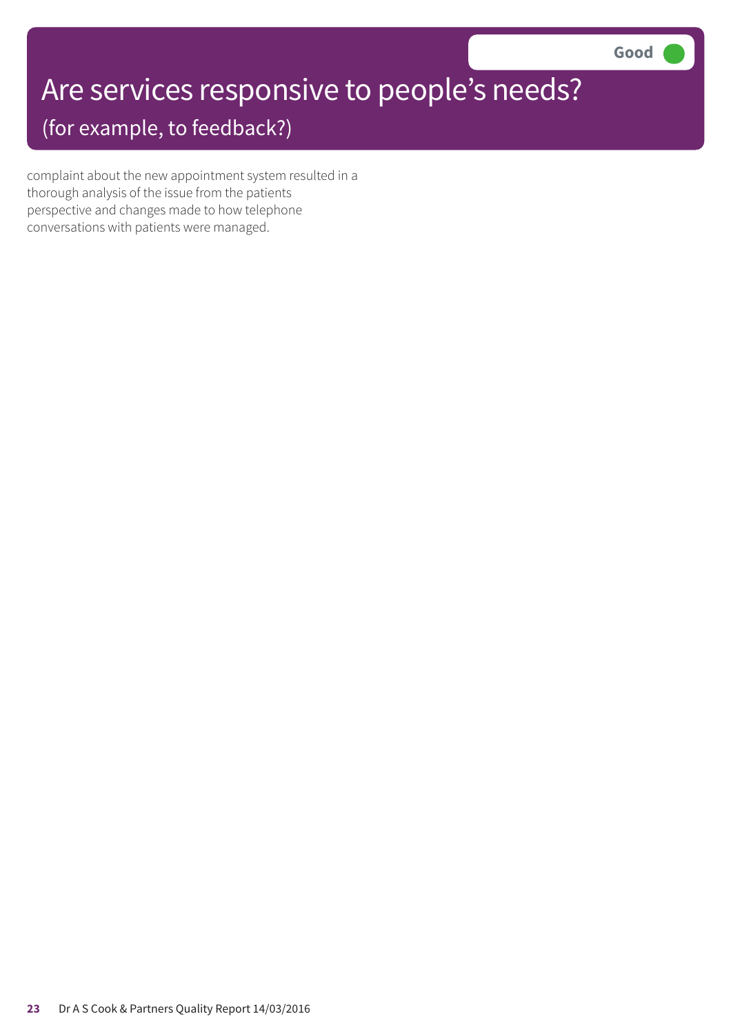# Are services responsive to people's needs?

## (for example, to feedback?)

**Good**

complaint about the new appointment system resulted in a thorough analysis of the issue from the patients perspective and changes made to how telephone conversations with patients were managed.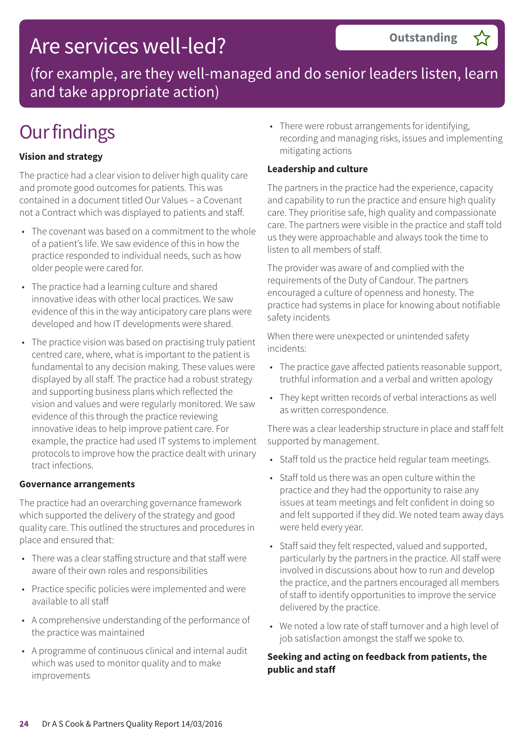# Are services well-led?

**Outstanding** ☆

(for example, are they well-managed and do senior leaders listen, learn and take appropriate action)

# Our findings

**Vision and strategy**

The practice had a clear vision to deliver high quality care and promote good outcomes for patients. This was contained in a document titled Our Values – a Covenant not a Contract which was displayed to patients and staff.

- The covenant was based on a commitment to the whole of a patient's life. We saw evidence of this in how the practice responded to individual needs, such as how older people were cared for.
- The practice had a learning culture and shared innovative ideas with other local practices. We saw evidence of this in the way anticipatory care plans were developed and how IT developments were shared.
- The practice vision was based on practising truly patient centred care, where, what is important to the patient is fundamental to any decision making. These values were displayed by all staff. The practice had a robust strategy and supporting business plans which reflected the vision and values and were regularly monitored. We saw evidence of this through the practice reviewing innovative ideas to help improve patient care. For example, the practice had used IT systems to implement protocols to improve how the practice dealt with urinary tract infections.

**Governance arrangements**

The practice had an overarching governance framework which supported the delivery of the strategy and good quality care. This outlined the structures and procedures in place and ensured that:

- There was a clear staffing structure and that staff were aware of their own roles and responsibilities
- Practice specific policies were implemented and were available to all staff
- A comprehensive understanding of the performance of the practice was maintained
- A programme of continuous clinical and internal audit which was used to monitor quality and to make improvements
- There were robust arrangements for identifying, recording and managing risks, issues and implementing mitigating actions

**Leadership and culture**

The partners in the practice had the experience, capacity and capability to run the practice and ensure high quality care. They prioritise safe, high quality and compassionate care. The partners were visible in the practice and staff told us they were approachable and always took the time to listen to all members of staff.

The provider was aware of and complied with the requirements of the Duty of Candour. The partners encouraged a culture of openness and honesty. The practice had systems in place for knowing about notifiable safety incidents

When there were unexpected or unintended safety incidents:

- The practice gave affected patients reasonable support, truthful information and a verbal and written apology
- They kept written records of verbal interactions as well as written correspondence.

There was a clear leadership structure in place and staff felt supported by management.

- Staff told us the practice held regular team meetings.
- Staff told us there was an open culture within the practice and they had the opportunity to raise any issues at team meetings and felt confident in doing so and felt supported if they did. We noted team away days were held every year.
- Staff said they felt respected, valued and supported, particularly by the partners in the practice. All staff were involved in discussions about how to run and develop the practice, and the partners encouraged all members of staff to identify opportunities to improve the service delivered by the practice.
- We noted a low rate of staff turnover and a high level of job satisfaction amongst the staff we spoke to.

**Seeking and acting on feedback from patients, the public and staff**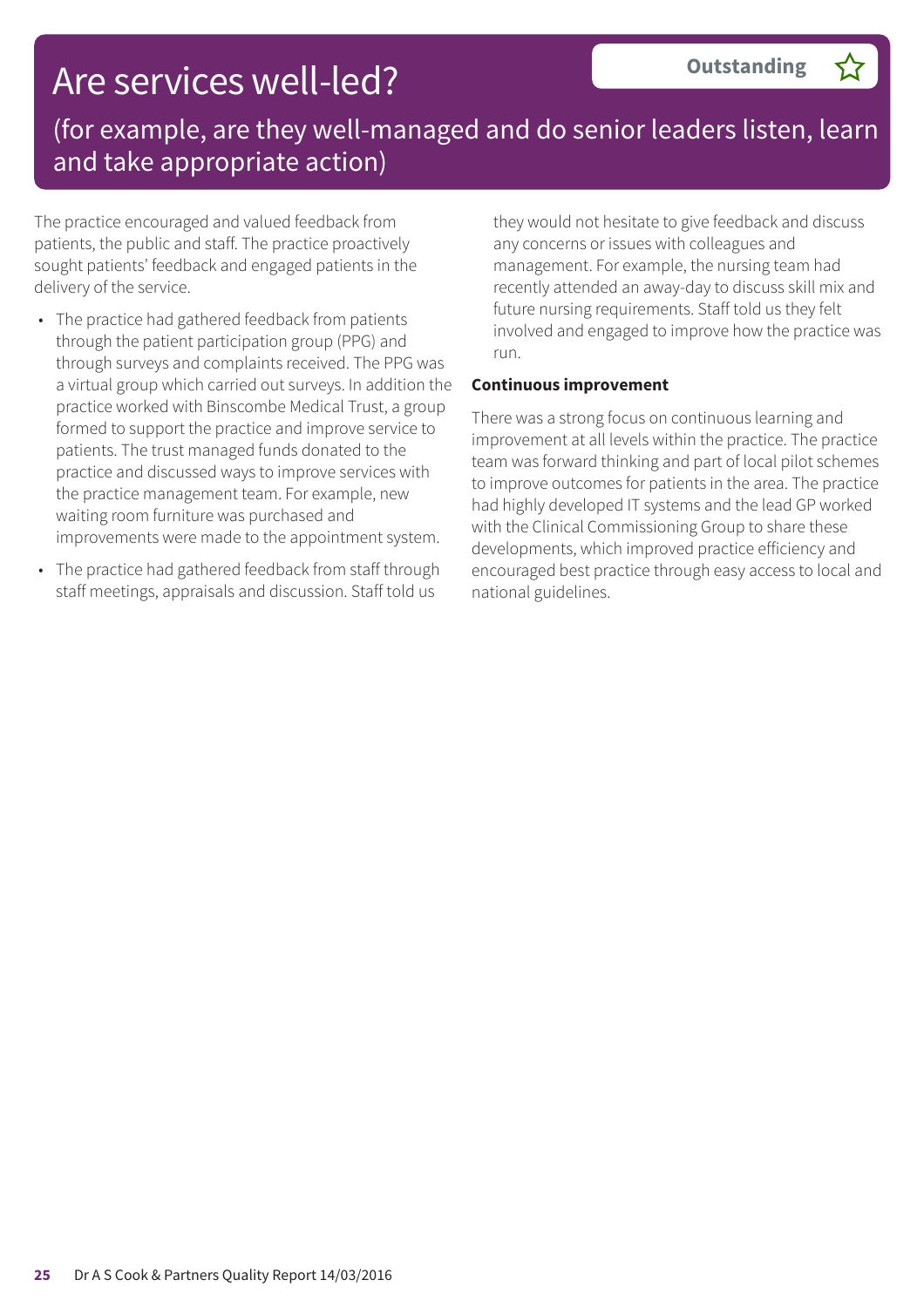# Are services well-led?

**Outstanding** ☆

## (for example, are they well-managed and do senior leaders listen, learn and take appropriate action)

The practice encouraged and valued feedback from patients, the public and staff. The practice proactively sought patients' feedback and engaged patients in the delivery of the service.

- The practice had gathered feedback from patients through the patient participation group (PPG) and through surveys and complaints received. The PPG was a virtual group which carried out surveys. In addition the practice worked with Binscombe Medical Trust, a group formed to support the practice and improve service to patients. The trust managed funds donated to the practice and discussed ways to improve services with the practice management team. For example, new waiting room furniture was purchased and improvements were made to the appointment system.
- The practice had gathered feedback from staff through staff meetings, appraisals and discussion. Staff told us they would not hesitate to give feedback and discuss any concerns or issues with colleagues and management. For example, the nursing team had recently attended an away-day to discuss skill mix and future nursing requirements. Staff told us they felt involved and engaged to improve how the practice was run.

**Continuous improvement**

There was a strong focus on continuous learning and improvement at all levels within the practice. The practice team was forward thinking and part of local pilot schemes to improve outcomes for patients in the area. The practice had highly developed IT systems and the lead GP worked with the Clinical Commissioning Group to share these developments, which improved practice efficiency and encouraged best practice through easy access to local and national guidelines.